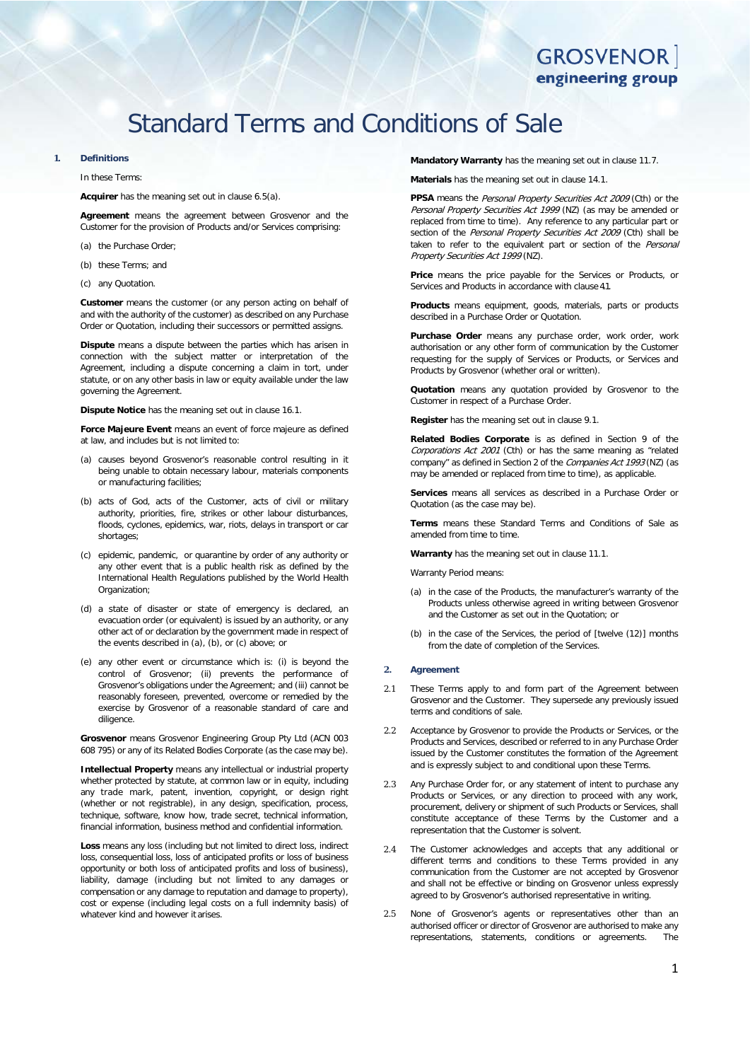GROSVENOR
engineering group

# Standard Terms and Conditions of Sale

## 1. Definitions

In these Terms:

**Acquirer** has the meaning set out in clause 6.5(a).

**Agreement** means the agreement between Grosvenor and the Customer for the provision of Products and/or Services comprising:

(a) the Purchase Order;

(b) these Terms; and

(c) any Quotation.

**Customer** means the customer (or any person acting on behalf of and with the authority of the customer) as described on any Purchase Order or Quotation, including their successors or permitted assigns.

**Dispute** means a dispute between the parties which has arisen in connection with the subject matter or interpretation of the Agreement, including a dispute concerning a claim in tort, under statute, or on any other basis in law or equity available under the law governing the Agreement.

**Dispute Notice** has the meaning set out in clause 16.1.

**Force Majeure Event** means an event of force majeure as defined at law, and includes but is not limited to:

(a) causes beyond Grosvenor's reasonable control resulting in it being unable to obtain necessary labour, materials components or manufacturing facilities;

(b) acts of the Customer, acts of God, acts of civil or military authority, priorities, fire, strikes or other labour disturbances, floods, cyclones, epidemics, war, riots, delays in transport or car shortages;

(c) epidemic, pandemic, or quarantine by order of any authority or any other event that is a public health risk as defined by the International Health Regulations published by the World Health Organization;

(d) a state of disaster or state of emergency is declared, an evacuation order (or equivalent) is issued by an authority, or any other act of or declaration by the government made in respect of the events described in (a), (b), or (c) above; or

(e) any other event or circumstance which is: (i) is beyond the control of Grosvenor; (ii) prevents the performance of Grosvenor's obligations under the Agreement; and (iii) cannot be reasonably foreseen, prevented, overcome or remedied by the exercise by Grosvenor of a reasonable standard of care and diligence.

**Grosvenor** means Grosvenor Engineering Group Pty Ltd (ACN 003 608 795) or any of its Related Bodies Corporate (as the case may be).

**Intellectual Property** means any intellectual or industrial property whether protected by statute, at common law or in equity, including any trade mark, patent, invention, copyright, or design right (whether or not registrable), in any design, specification, process, technique, software, know how, trade secret, technical information, financial information, business method and confidential information.

**Loss** means any loss (including but not limited to direct loss, indirect loss, consequential loss, loss of anticipated profits or loss of business opportunity or both loss of anticipated profits and loss of business), liability, damage (including but not limited to any damages or compensation or any damage to reputation and damage to property), cost or expense (including legal costs on a full indemnity basis) of whatever kind and however it arises.

**Mandatory Warranty** has the meaning set out in clause 11.7.

**Materials** has the meaning set out in clause 14.1.

**PPSA** means the *Personal Property Securities Act 2009* (Cth) or the *Personal Property Securities Act 1999* (NZ) (as may be amended or replaced from time to time). Any reference to any particular part or section of the *Personal Property Securities Act 2009* (Cth) shall be taken to refer to the equivalent part or section of the *Personal Property Securities Act 1999* (NZ).

**Price** means the price payable for the Services or Products, or Services and Products in accordance with clause 4.1.

**Products** means equipment, goods, materials, parts or products described in a Purchase Order or Quotation.

**Purchase Order** means any purchase order, work order, work authorisation or any other form of communication by the Customer requesting for the supply of Services or Products, or Services and Products by Grosvenor (whether oral or written).

**Quotation** means any quotation provided by Grosvenor to the Customer in respect of a Purchase Order.

**Register** has the meaning set out in clause 9.1.

**Related Bodies Corporate** is as defined in Section 9 of the *Corporations Act 2001* (Cth) or has the same meaning as "related company" as defined in Section 2 of the *Companies Act 1993* (NZ) (as may be amended or replaced from time to time), as applicable.

**Services** means all services as described in a Purchase Order or Quotation (as the case may be).

**Terms** means these Standard Terms and Conditions of Sale as amended from time to time.

**Warranty** has the meaning set out in clause 11.1.

Warranty Period means:

(a) in the case of the Products, the manufacturer's warranty of the Products unless otherwise agreed in writing between Grosvenor and the Customer as set out in the Quotation; or

(b) in the case of the Services, the period of [twelve (12)] months from the date of completion of the Services.

## 2. Agreement

2.1 These Terms apply to and form part of the Agreement between Grosvenor and the Customer. They supersede any previously issued terms and conditions of sale.

2.2 Acceptance by Grosvenor to provide the Products or Services, or the Products and Services, described or referred to in any Purchase Order issued by the Customer constitutes the formation of the Agreement and is expressly subject to and conditional upon these Terms.

2.3 Any Purchase Order for, or any statement of intent to purchase any Products or Services, or any direction to proceed with any work, procurement, delivery or shipment of such Products or Services, shall constitute acceptance of these Terms by the Customer and a representation that the Customer is solvent.

2.4 The Customer acknowledges and accepts that any additional or different terms and conditions to these Terms provided in any communication from the Customer are not accepted by Grosvenor and shall not be effective or binding on Grosvenor unless expressly agreed to by Grosvenor's authorised representative in writing.

2.5 None of Grosvenor's agents or representatives other than an authorised officer or director of Grosvenor are authorised to make any representations, statements, conditions or agreements. The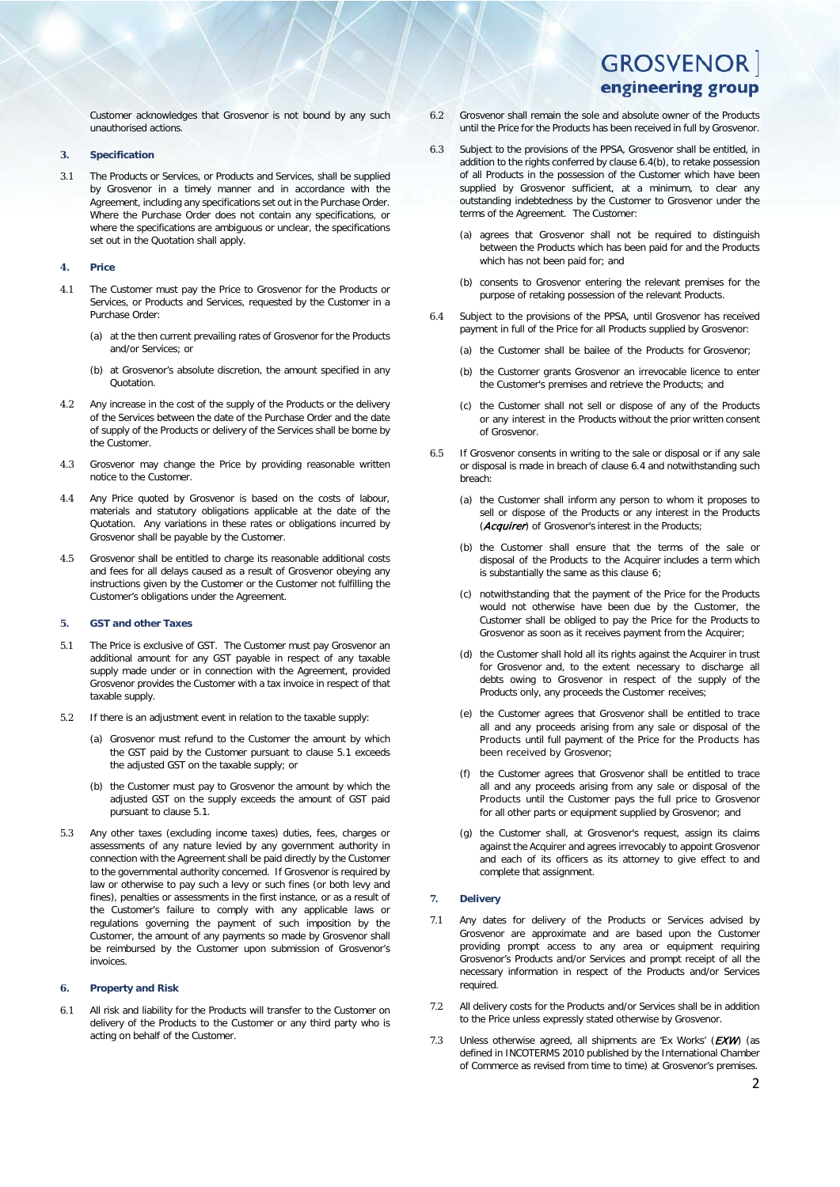Customer acknowledges that Grosvenor is not bound by any such unauthorised actions.

## 3. Specification

3.1 The Products or Services, or Products and Services, shall be supplied by Grosvenor in a timely manner and in accordance with the Agreement, including any specifications set out in the Purchase Order. Where the Purchase Order does not contain any specifications, or where the specifications are ambiguous or unclear, the specifications set out in the Quotation shall apply.

## 4. Price

4.1 The Customer must pay the Price to Grosvenor for the Products or Services, or Products and Services, requested by the Customer in a Purchase Order:

(a) at the then current prevailing rates of Grosvenor for the Products and/or Services; or

(b) at Grosvenor's absolute discretion, the amount specified in any Quotation.

4.2 Any increase in the cost of the supply of the Products or the delivery of the Services between the date of the Purchase Order and the date of supply of the Products or delivery of the Services shall be borne by the Customer.

4.3 Grosvenor may change the Price by providing reasonable written notice to the Customer.

4.4 Any Price quoted by Grosvenor is based on the costs of labour, materials and statutory obligations applicable at the date of the Quotation. Any variations in these rates or obligations incurred by Grosvenor shall be payable by the Customer.

4.5 Grosvenor shall be entitled to charge its reasonable additional costs and fees for all delays caused as a result of Grosvenor obeying any instructions given by the Customer or the Customer not fulfilling the Customer's obligations under the Agreement.

## 5. GST and other Taxes

5.1 The Price is exclusive of GST. The Customer must pay Grosvenor an additional amount for any GST payable in respect of any taxable supply made under or in connection with the Agreement, provided Grosvenor provides the Customer with a tax invoice in respect of that taxable supply.

5.2 If there is an adjustment event in relation to the taxable supply:

(a) Grosvenor must refund to the Customer the amount by which the GST paid by the Customer pursuant to clause 5.1 exceeds the adjusted GST on the taxable supply; or

(b) the Customer must pay to Grosvenor the amount by which the adjusted GST on the supply exceeds the amount of GST paid pursuant to clause 5.1.

5.3 Any other taxes (excluding income taxes) duties, fees, charges or assessments of any nature levied by any government authority in connection with the Agreement shall be paid directly by the Customer to the governmental authority concerned. If Grosvenor is required by law or otherwise to pay such a levy or such fines (or both levy and fines), penalties or assessments in the first instance, or as a result of the Customer's failure to comply with any applicable laws or regulations governing the payment of such imposition by the Customer, the amount of any payments so made by Grosvenor shall be reimbursed by the Customer upon submission of Grosvenor's invoices.

## 6. Property and Risk

6.1 All risk and liability for the Products will transfer to the Customer on delivery of the Products to the Customer or any third party who is acting on behalf of the Customer.

6.2 Grosvenor shall remain the sole and absolute owner of the Products until the Price for the Products has been received in full by Grosvenor.

6.3 Subject to the provisions of the PPSA, Grosvenor shall be entitled, in addition to the rights conferred by clause 6.4(b), to retake possession of all Products in the possession of the Customer which have been supplied by Grosvenor sufficient, at a minimum, to clear any outstanding indebtedness by the Customer to Grosvenor under the terms of the Agreement. The Customer:

(a) agrees that Grosvenor shall not be required to distinguish between the Products which has been paid for and the Products which has not been paid for; and

(b) consents to Grosvenor entering the relevant premises for the purpose of retaking possession of the relevant Products.

6.4 Subject to the provisions of the PPSA, until Grosvenor has received payment in full of the Price for all Products supplied by Grosvenor:

(a) the Customer shall be bailee of the Products for Grosvenor;

(b) the Customer grants Grosvenor an irrevocable licence to enter the Customer's premises and retrieve the Products; and

(c) the Customer shall not sell or dispose of any of the Products or any interest in the Products without the prior written consent of Grosvenor.

6.5 If Grosvenor consents in writing to the sale or disposal or if any sale or disposal is made in breach of clause 6.4 and notwithstanding such breach:

(a) the Customer shall inform any person to whom it proposes to sell or dispose of the Products or any interest in the Products (***Acquirer***) of Grosvenor's interest in the Products;

(b) the Customer shall ensure that the terms of the sale or disposal of the Products to the Acquirer includes a term which is substantially the same as this clause 6;

(c) notwithstanding that the payment of the Price for the Products would not otherwise have been due by the Customer, the Customer shall be obliged to pay the Price for the Products to Grosvenor as soon as it receives payment from the Acquirer;

(d) the Customer shall hold all its rights against the Acquirer in trust for Grosvenor and, to the extent necessary to discharge all debts owing to Grosvenor in respect of the supply of the Products only, any proceeds the Customer receives;

(e) the Customer agrees that Grosvenor shall be entitled to trace all and any proceeds arising from any sale or disposal of the Products until full payment of the Price for the Products has been received by Grosvenor;

(f) the Customer agrees that Grosvenor shall be entitled to trace all and any proceeds arising from any sale or disposal of the Products until the Customer pays the full price to Grosvenor for all other parts or equipment supplied by Grosvenor; and

(g) the Customer shall, at Grosvenor's request, assign its claims against the Acquirer and agrees irrevocably to appoint Grosvenor and each of its officers as its attorney to give effect to and complete that assignment.

## 7. Delivery

7.1 Any dates for delivery of the Products or Services advised by Grosvenor are approximate and are based upon the Customer providing prompt access to any area or equipment requiring Grosvenor's Products and/or Services and prompt receipt of all the necessary information in respect of the Products and/or Services required.

7.2 All delivery costs for the Products and/or Services shall be in addition to the Price unless expressly stated otherwise by Grosvenor.

7.3 Unless otherwise agreed, all shipments are 'Ex Works' (***EXW***) (as defined in INCOTERMS 2010 published by the International Chamber of Commerce as revised from time to time) at Grosvenor's premises.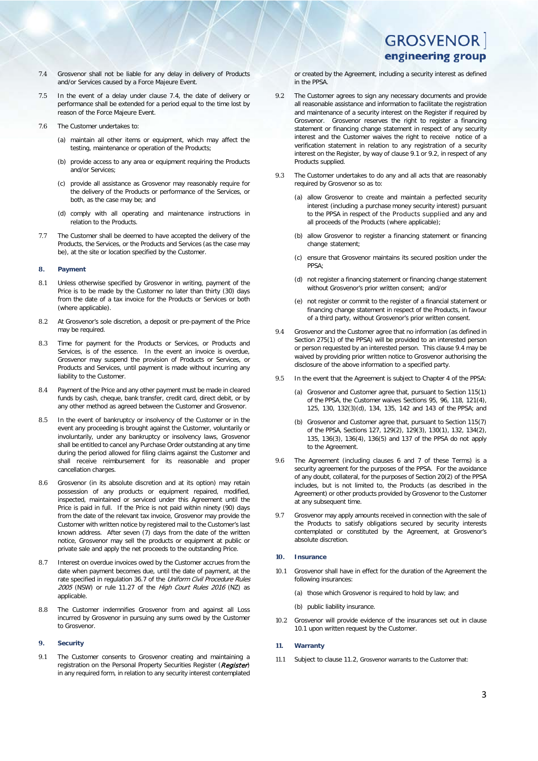7.4 Grosvenor shall not be liable for any delay in delivery of Products and/or Services caused by a Force Majeure Event.

7.5 In the event of a delay under clause 7.4, the date of delivery or performance shall be extended for a period equal to the time lost by reason of the Force Majeure Event.

7.6 The Customer undertakes to:

(a) maintain all other items or equipment, which may affect the testing, maintenance or operation of the Products;

(b) provide access to any area or equipment requiring the Products and/or Services;

(c) provide all assistance as Grosvenor may reasonably require for the delivery of the Products or performance of the Services, or both, as the case may be; and

(d) comply with all operating and maintenance instructions in relation to the Products.

7.7 The Customer shall be deemed to have accepted the delivery of the Products, the Services, or the Products and Services (as the case may be), at the site or location specified by the Customer.

## 8. Payment

8.1 Unless otherwise specified by Grosvenor in writing, payment of the Price is to be made by the Customer no later than thirty (30) days from the date of a tax invoice for the Products or Services or both (where applicable).

8.2 At Grosvenor's sole discretion, a deposit or pre-payment of the Price may be required.

8.3 Time for payment for the Products or Services, or Products and Services, is of the essence. In the event an invoice is overdue, Grosvenor may suspend the provision of Products or Services, or Products and Services, until payment is made without incurring any liability to the Customer.

8.4 Payment of the Price and any other payment must be made in cleared funds by cash, cheque, bank transfer, credit card, direct debit, or by any other method as agreed between the Customer and Grosvenor.

8.5 In the event of bankruptcy or insolvency of the Customer or in the event any proceeding is brought against the Customer, voluntarily or involuntarily, under any bankruptcy or insolvency laws, Grosvenor shall be entitled to cancel any Purchase Order outstanding at any time during the period allowed for filing claims against the Customer and shall receive reimbursement for its reasonable and proper cancellation charges.

8.6 Grosvenor (in its absolute discretion and at its option) may retain possession of any products or equipment repaired, modified, inspected, maintained or serviced under this Agreement until the Price is paid in full. If the Price is not paid within ninety (90) days from the date of the relevant tax invoice, Grosvenor may provide the Customer with written notice by registered mail to the Customer's last known address. After seven (7) days from the date of the written notice, Grosvenor may sell the products or equipment at public or private sale and apply the net proceeds to the outstanding Price.

8.7 Interest on overdue invoices owed by the Customer accrues from the date when payment becomes due, until the date of payment, at the rate specified in regulation 36.7 of the *Uniform Civil Procedure Rules 2005* (NSW) or rule 11.27 of the *High Court Rules 2016* (NZ) as applicable.

8.8 The Customer indemnifies Grosvenor from and against all Loss incurred by Grosvenor in pursuing any sums owed by the Customer to Grosvenor.

## 9. Security

9.1 The Customer consents to Grosvenor creating and maintaining a registration on the Personal Property Securities Register (***Register***) in any required form, in relation to any security interest contemplated or created by the Agreement, including a security interest as defined in the PPSA.

9.2 The Customer agrees to sign any necessary documents and provide all reasonable assistance and information to facilitate the registration and maintenance of a security interest on the Register if required by Grosvenor. Grosvenor reserves the right to register a financing statement or financing change statement in respect of any security interest and the Customer waives the right to receive notice of a verification statement in relation to any registration of a security interest on the Register, by way of clause 9.1 or 9.2, in respect of any Products supplied.

9.3 The Customer undertakes to do any and all acts that are reasonably required by Grosvenor so as to:

(a) allow Grosvenor to create and maintain a perfected security interest (including a purchase money security interest) pursuant to the PPSA in respect of the Products supplied and any and all proceeds of the Products (where applicable);

(b) allow Grosvenor to register a financing statement or financing change statement;

(c) ensure that Grosvenor maintains its secured position under the PPSA;

(d) not register a financing statement or financing change statement without Grosvenor's prior written consent; and/or

(e) not register or commit to the register of a financial statement or financing change statement in respect of the Products, in favour of a third party, without Grosvenor's prior written consent.

9.4 Grosvenor and the Customer agree that no information (as defined in Section 275(1) of the PPSA) will be provided to an interested person or person requested by an interested person. This clause 9.4 may be waived by providing prior written notice to Grosvenor authorising the disclosure of the above information to a specified party.

9.5 In the event that the Agreement is subject to Chapter 4 of the PPSA:

(a) Grosvenor and Customer agree that, pursuant to Section 115(1) of the PPSA, the Customer waives Sections 95, 96, 118, 121(4), 125, 130, 132(3)(d), 134, 135, 142 and 143 of the PPSA; and

(b) Grosvenor and Customer agree that, pursuant to Section 115(7) of the PPSA, Sections 127, 129(2), 129(3), 130(1), 132, 134(2), 135, 136(3), 136(4), 136(5) and 137 of the PPSA do not apply to the Agreement.

9.6 The Agreement (including clauses 6 and 7 of these Terms) is a security agreement for the purposes of the PPSA. For the avoidance of any doubt, collateral, for the purposes of Section 20(2) of the PPSA includes, but is not limited to, the Products (as described in the Agreement) or other products provided by Grosvenor to the Customer at any subsequent time.

9.7 Grosvenor may apply amounts received in connection with the sale of the Products to satisfy obligations secured by security interests contemplated or constituted by the Agreement, at Grosvenor's absolute discretion.

## 10. Insurance

10.1 Grosvenor shall have in effect for the duration of the Agreement the following insurances:

(a) those which Grosvenor is required to hold by law; and

(b) public liability insurance.

10.2 Grosvenor will provide evidence of the insurances set out in clause 10.1 upon written request by the Customer.

## 11. Warranty

11.1 Subject to clause 11.2, Grosvenor warrants to the Customer that: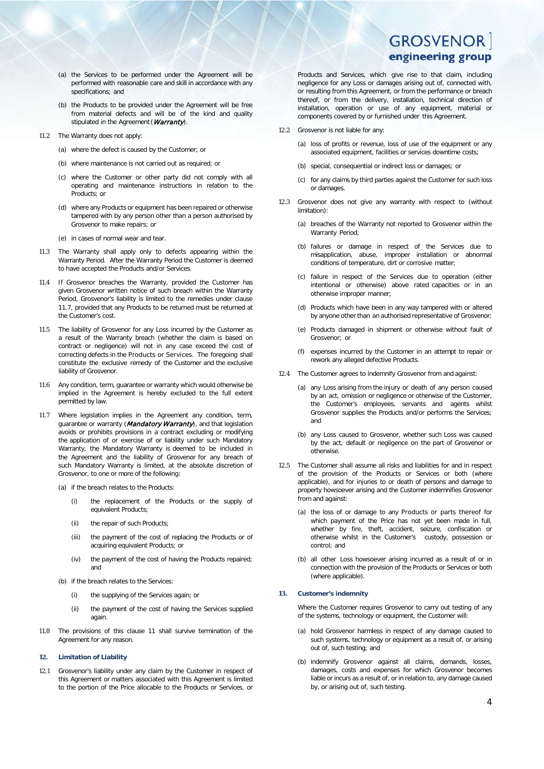(a) the Services to be performed under the Agreement will be performed with reasonable care and skill in accordance with any specifications; and

(b) the Products to be provided under the Agreement will be free from material defects and will be of the kind and quality stipulated in the Agreement (***Warranty***).

11.2 The Warranty does not apply:

(a) where the defect is caused by the Customer; or

(b) where maintenance is not carried out as required; or

(c) where the Customer or other party did not comply with all operating and maintenance instructions in relation to the Products; or

(d) where any Products or equipment has been repaired or otherwise tampered with by any person other than a person authorised by Grosvenor to make repairs; or

(e) in cases of normal wear and tear.

11.3 The Warranty shall apply only to defects appearing within the Warranty Period. After the Warranty Period the Customer is deemed to have accepted the Products and/or Services.

11.4 If Grosvenor breaches the Warranty, provided the Customer has given Grosvenor written notice of such breach within the Warranty Period, Grosvenor's liability is limited to the remedies under clause 11.7, provided that any Products to be returned must be returned at the Customer's cost.

11.5 The liability of Grosvenor for any Loss incurred by the Customer as a result of the Warranty breach (whether the claim is based on contract or negligence) will not in any case exceed the cost of correcting defects in the Products or Services. The foregoing shall constitute the exclusive remedy of the Customer and the exclusive liability of Grosvenor.

11.6 Any condition, term, guarantee or warranty which would otherwise be implied in the Agreement is hereby excluded to the full extent permitted by law.

11.7 Where legislation implies in the Agreement any condition, term, guarantee or warranty (***Mandatory Warranty***), and that legislation avoids or prohibits provisions in a contract excluding or modifying the application of or exercise of or liability under such Mandatory Warranty, the Mandatory Warranty is deemed to be included in the Agreement and the liability of Grosvenor for any breach of such Mandatory Warranty is limited, at the absolute discretion of Grosvenor, to one or more of the following:

(a) if the breach relates to the Products:

(i) the replacement of the Products or the supply of equivalent Products;

(ii) the repair of such Products;

(iii) the payment of the cost of replacing the Products or of acquiring equivalent Products; or

(iv) the payment of the cost of having the Products repaired; and

(b) if the breach relates to the Services:

(i) the supplying of the Services again; or

(ii) the payment of the cost of having the Services supplied again.

11.8 The provisions of this clause 11 shall survive termination of the Agreement for any reason.

## 12. Limitation of Liability

12.1 Grosvenor's liability under any claim by the Customer in respect of this Agreement or matters associated with this Agreement is limited to the portion of the Price allocable to the Products or Services, or Products and Services, which give rise to that claim, including negligence for any Loss or damages arising out of, connected with, or resulting from this Agreement, or from the performance or breach thereof, or from the delivery, installation, technical direction of installation, operation or use of any equipment, material or components covered by or furnished under this Agreement.

12.2 Grosvenor is not liable for any:

(a) loss of profits or revenue, loss of use of the equipment or any associated equipment, facilities or services downtime costs;

(b) special, consequential or indirect loss or damages; or

(c) for any claims by third parties against the Customer for such loss or damages.

12.3 Grosvenor does not give any warranty with respect to (without limitation):

(a) breaches of the Warranty not reported to Grosvenor within the Warranty Period;

(b) failures or damage in respect of the Services due to misapplication, abuse, improper installation or abnormal conditions of temperature, dirt or corrosive matter;

(c) failure in respect of the Services due to operation (either intentional or otherwise) above rated capacities or in an otherwise improper manner;

(d) Products which have been in any way tampered with or altered by anyone other than an authorised representative of Grosvenor;

(e) Products damaged in shipment or otherwise without fault of Grosvenor; or

(f) expenses incurred by the Customer in an attempt to repair or rework any alleged defective Products.

12.4 The Customer agrees to indemnify Grosvenor from and against:

(a) any Loss arising from the injury or death of any person caused by an act, omission or negligence or otherwise of the Customer, the Customer's employees, servants and agents whilst Grosvenor supplies the Products and/or performs the Services; and

(b) any Loss caused to Grosvenor, whether such Loss was caused by the act, default or negligence on the part of Grosvenor or otherwise.

12.5 The Customer shall assume all risks and liabilities for and in respect of the provision of the Products or Services or both (where applicable), and for injuries to or death of persons and damage to property howsoever arising and the Customer indemnifies Grosvenor from and against:

(a) the loss of or damage to any Products or parts thereof for which payment of the Price has not yet been made in full, whether by fire, theft, accident, seizure, confiscation or otherwise whilst in the Customer's custody, possession or control; and

(b) all other Loss howsoever arising incurred as a result of or in connection with the provision of the Products or Services or both (where applicable).

## 13. Customer's indemnity

Where the Customer requires Grosvenor to carry out testing of any of the systems, technology or equipment, the Customer will:

(a) hold Grosvenor harmless in respect of any damage caused to such systems, technology or equipment as a result of, or arising out of, such testing; and

(b) indemnify Grosvenor against all claims, demands, losses, damages, costs and expenses for which Grosvenor becomes liable or incurs as a result of, or in relation to, any damage caused by, or arising out of, such testing.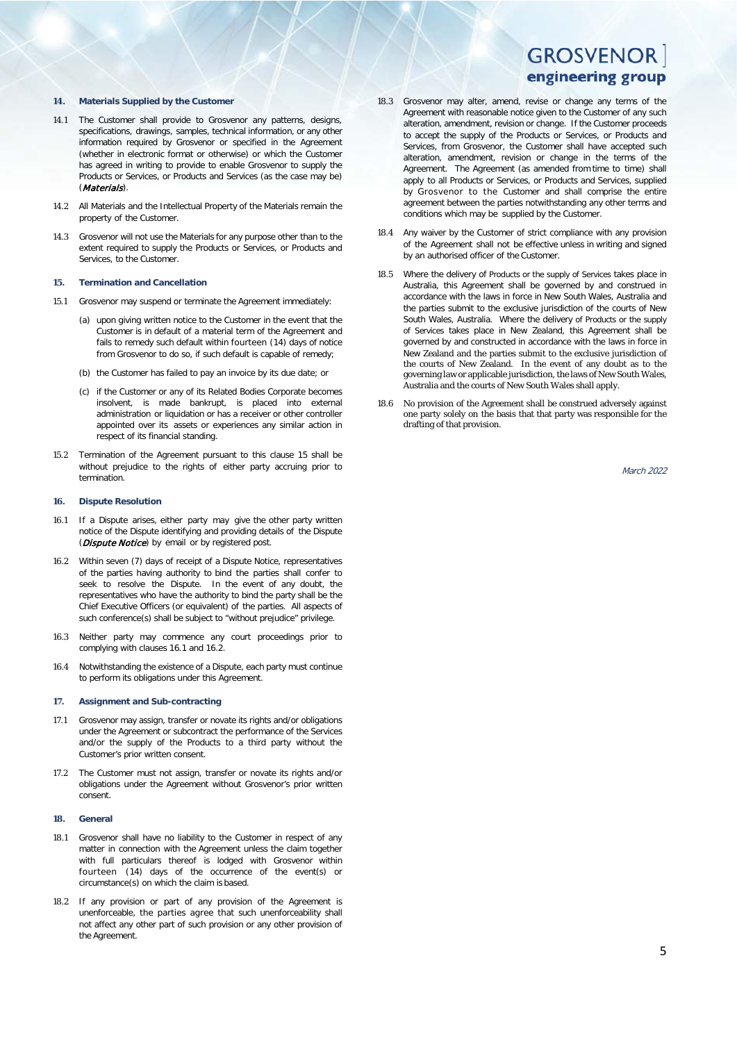## 14. Materials Supplied by the Customer

14.1 The Customer shall provide to Grosvenor any patterns, designs, specifications, drawings, samples, technical information, or any other information required by Grosvenor or specified in the Agreement (whether in electronic format or otherwise) or which the Customer has agreed in writing to provide to enable Grosvenor to supply the Products or Services, or Products and Services (as the case may be) (***Materials***).

14.2 All Materials and the Intellectual Property of the Materials remain the property of the Customer.

14.3 Grosvenor will not use the Materials for any purpose other than to the extent required to supply the Products or Services, or Products and Services, to the Customer.

## 15. Termination and Cancellation

15.1 Grosvenor may suspend or terminate the Agreement immediately:

(a) upon giving written notice to the Customer in the event that the Customer is in default of a material term of the Agreement and fails to remedy such default within fourteen (14) days of notice from Grosvenor to do so, if such default is capable of remedy;

(b) the Customer has failed to pay an invoice by its due date; or

(c) if the Customer or any of its Related Bodies Corporate becomes insolvent, is made bankrupt, is placed into external administration or liquidation or has a receiver or other controller appointed over its assets or experiences any similar action in respect of its financial standing.

15.2 Termination of the Agreement pursuant to this clause 15 shall be without prejudice to the rights of either party accruing prior to termination.

## 16. Dispute Resolution

16.1 If a Dispute arises, either party may give the other party written notice of the Dispute identifying and providing details of the Dispute (***Dispute Notice***) by email or by registered post.

16.2 Within seven (7) days of receipt of a Dispute Notice, representatives of the parties having authority to bind the parties shall confer to seek to resolve the Dispute. In the event of any doubt, the representatives who have the authority to bind the party shall be the Chief Executive Officers (or equivalent) of the parties. All aspects of such conference(s) shall be subject to "without prejudice" privilege.

16.3 Neither party may commence any court proceedings prior to complying with clauses 16.1 and 16.2.

16.4 Notwithstanding the existence of a Dispute, each party must continue to perform its obligations under this Agreement.

## 17. Assignment and Sub-contracting

17.1 Grosvenor may assign, transfer or novate its rights and/or obligations under the Agreement or subcontract the performance of the Services and/or the supply of the Products to a third party without the Customer's prior written consent.

17.2 The Customer must not assign, transfer or novate its rights and/or obligations under the Agreement without Grosvenor's prior written consent.

## 18. General

18.1 Grosvenor shall have no liability to the Customer in respect of any matter in connection with the Agreement unless the claim together with full particulars thereof is lodged with Grosvenor within fourteen (14) days of the occurrence of the event(s) or circumstance(s) on which the claim is based.

18.2 If any provision or part of any provision of the Agreement is unenforceable, the parties agree that such unenforceability shall not affect any other part of such provision or any other provision of the Agreement.

18.3 Grosvenor may alter, amend, revise or change any terms of the Agreement with reasonable notice given to the Customer of any such alteration, amendment, revision or change. If the Customer proceeds to accept the supply of the Products or Services, or Products and Services, from Grosvenor, the Customer shall have accepted such alteration, amendment, revision or change in the terms of the Agreement. The Agreement (as amended from time to time) shall apply to all Products or Services, or Products and Services, supplied by Grosvenor to the Customer and shall comprise the entire agreement between the parties notwithstanding any other terms and conditions which may be supplied by the Customer.

18.4 Any waiver by the Customer of strict compliance with any provision of the Agreement shall not be effective unless in writing and signed by an authorised officer of the Customer.

18.5 Where the delivery of Products or the supply of Services takes place in Australia, this Agreement shall be governed by and construed in accordance with the laws in force in New South Wales, Australia and the parties submit to the exclusive jurisdiction of the courts of New South Wales, Australia. Where the delivery of Products or the supply of Services takes place in New Zealand, this Agreement shall be governed by and constructed in accordance with the laws in force in New Zealand and the parties submit to the exclusive jurisdiction of the courts of New Zealand. In the event of any doubt as to the governing law or applicable jurisdiction, the laws of New South Wales, Australia and the courts of New South Wales shall apply.

18.6 No provision of the Agreement shall be construed adversely against one party solely on the basis that that party was responsible for the drafting of that provision.

*March 2022*